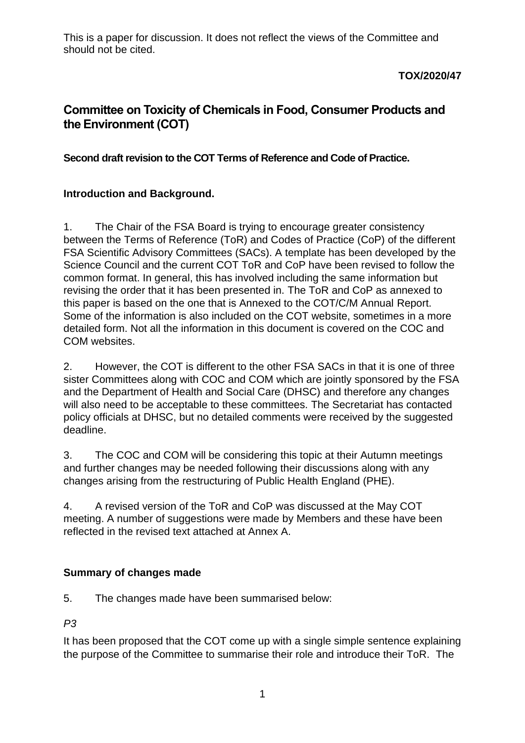This is a paper for discussion. It does not reflect the views of the Committee and should not be cited.

**TOX/2020/47**

# Committee on Toxicity of Chemicals in Food, Consumer Products and the Environment (COT)

**Second draft revision to the COT Terms of Reference and Code of Practice.**

## Introduction and Background.

1. The Chair of the FSA Board is trying to encourage greater consistency between the Terms of Reference (ToR) and Codes of Practice (CoP) of the different FSA Scientific Advisory Committees (SACs). A template has been developed by the Science Council and the current COT ToR and CoP have been revised to follow the common format. In general, this has involved including the same information but revising the order that it has been presented in. The ToR and CoP as annexed to this paper is based on the one that is Annexed to the COT/C/M Annual Report. Some of the information is also included on the COT website, sometimes in a more detailed form. Not all the information in this document is covered on the COC and COM websites.

2. However, the COT is different to the other FSA SACs in that it is one of three sister Committees along with COC and COM which are jointly sponsored by the FSA and the Department of Health and Social Care (DHSC) and therefore any changes will also need to be acceptable to these committees. The Secretariat has contacted policy officials at DHSC, but no detailed comments were received by the suggested deadline.

3. The COC and COM will be considering this topic at their Autumn meetings and further changes may be needed following their discussions along with any changes arising from the restructuring of Public Health England (PHE).

4. A revised version of the ToR and CoP was discussed at the May COT meeting. A number of suggestions were made by Members and these have been reflected in the revised text attached at Annex A.

## Summary of changes made

5. The changes made have been summarised below:

*P3*

It has been proposed that the COT come up with a single simple sentence explaining the purpose of the Committee to summarise their role and introduce their ToR. The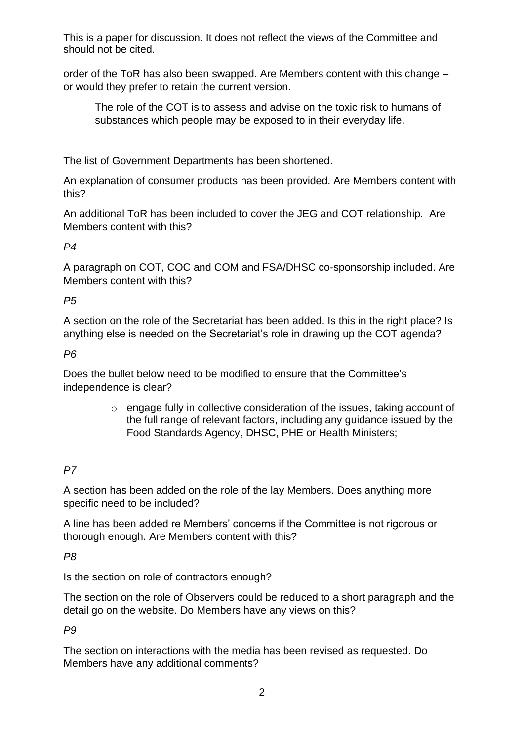This is a paper for discussion. It does not reflect the views of the Committee and should not be cited.

order of the ToR has also been swapped. Are Members content with this change – or would they prefer to retain the current version.

> The role of the COT is to assess and advise on the toxic risk to humans of substances which people may be exposed to in their everyday life.

The list of Government Departments has been shortened.

An explanation of consumer products has been provided. Are Members content with this?

An additional ToR has been included to cover the JEG and COT relationship. Are Members content with this?

*P4*

A paragraph on COT, COC and COM and FSA/DHSC co-sponsorship included. Are Members content with this?

*P5*

A section on the role of the Secretariat has been added. Is this in the right place? Is anything else is needed on the Secretariat's role in drawing up the COT agenda?

*P6*

Does the bullet below need to be modified to ensure that the Committee's independence is clear?

- engage fully in collective consideration of the issues, taking account of the full range of relevant factors, including any guidance issued by the Food Standards Agency, DHSC, PHE or Health Ministers;

*P7*

A section has been added on the role of the lay Members. Does anything more specific need to be included?

A line has been added re Members' concerns if the Committee is not rigorous or thorough enough. Are Members content with this?

*P8*

Is the section on role of contractors enough?

The section on the role of Observers could be reduced to a short paragraph and the detail go on the website. Do Members have any views on this?

*P9*

The section on interactions with the media has been revised as requested. Do Members have any additional comments?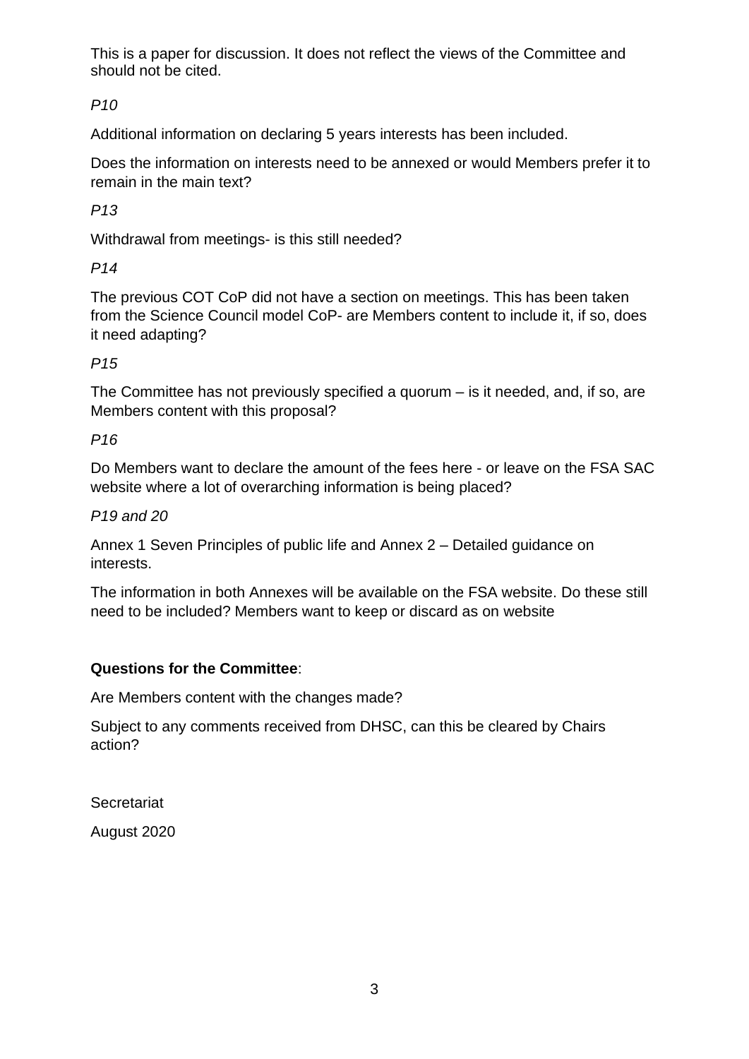This is a paper for discussion. It does not reflect the views of the Committee and should not be cited.

*P10*

Additional information on declaring 5 years interests has been included.

Does the information on interests need to be annexed or would Members prefer it to remain in the main text?

*P13*

Withdrawal from meetings- is this still needed?

*P14*

The previous COT CoP did not have a section on meetings. This has been taken from the Science Council model CoP- are Members content to include it, if so, does it need adapting?

*P15*

The Committee has not previously specified a quorum – is it needed, and, if so, are Members content with this proposal?

*P16*

Do Members want to declare the amount of the fees here - or leave on the FSA SAC website where a lot of overarching information is being placed?

*P19 and 20*

Annex 1 Seven Principles of public life and Annex 2 – Detailed guidance on interests.

The information in both Annexes will be available on the FSA website. Do these still need to be included? Members want to keep or discard as on website

**Questions for the Committee**:

Are Members content with the changes made?

Subject to any comments received from DHSC, can this be cleared by Chairs action?

Secretariat

August 2020